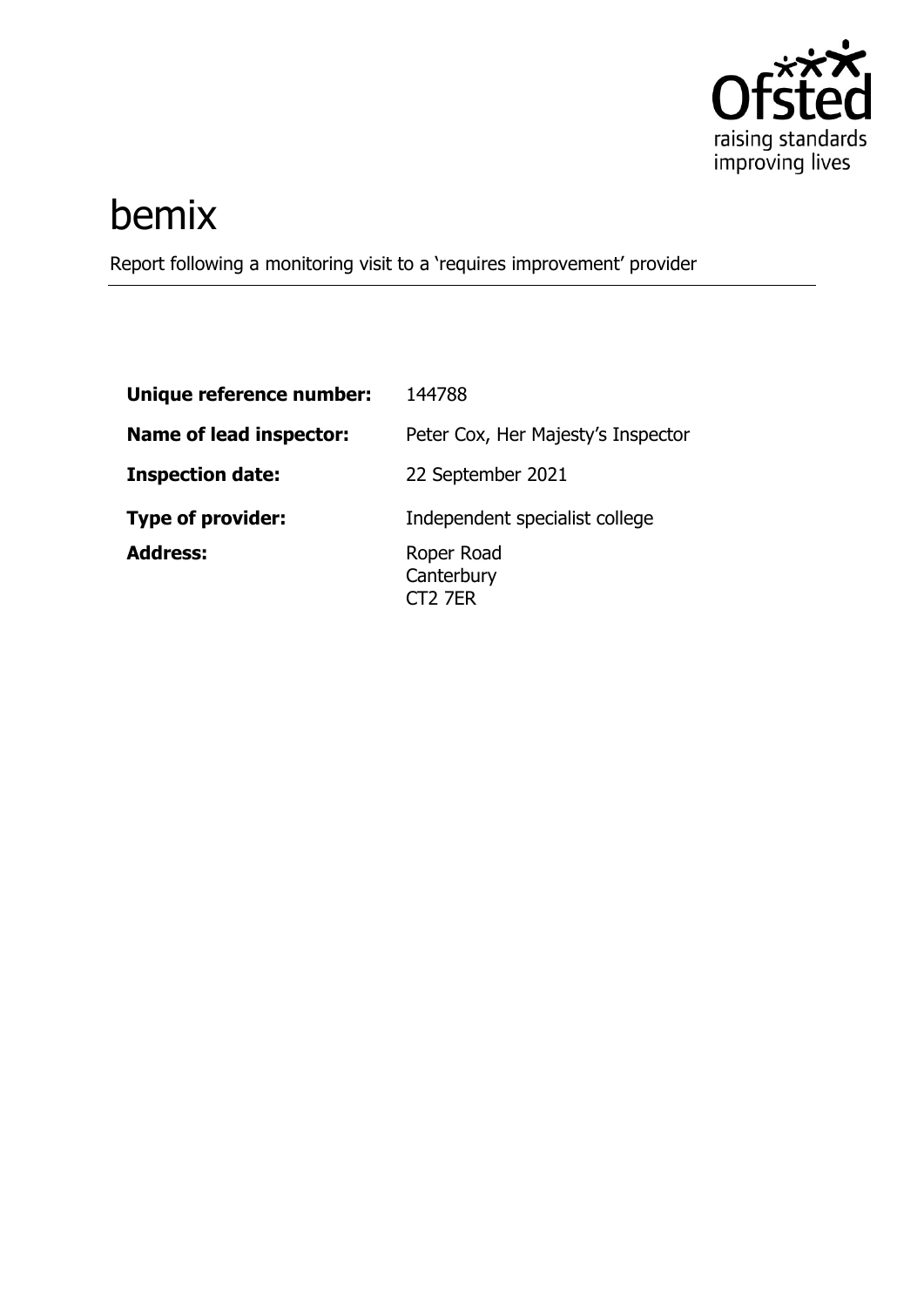# bemix

Report following a monitoring visit to a 'requires improvement' provider

| | |
|---|---|
| **Unique reference number:** | 144788 |
| **Name of lead inspector:** | Peter Cox, Her Majesty's Inspector |
| **Inspection date:** | 22 September 2021 |
| **Type of provider:** | Independent specialist college |
| **Address:** | Roper Road<br>Canterbury<br>CT2 7ER |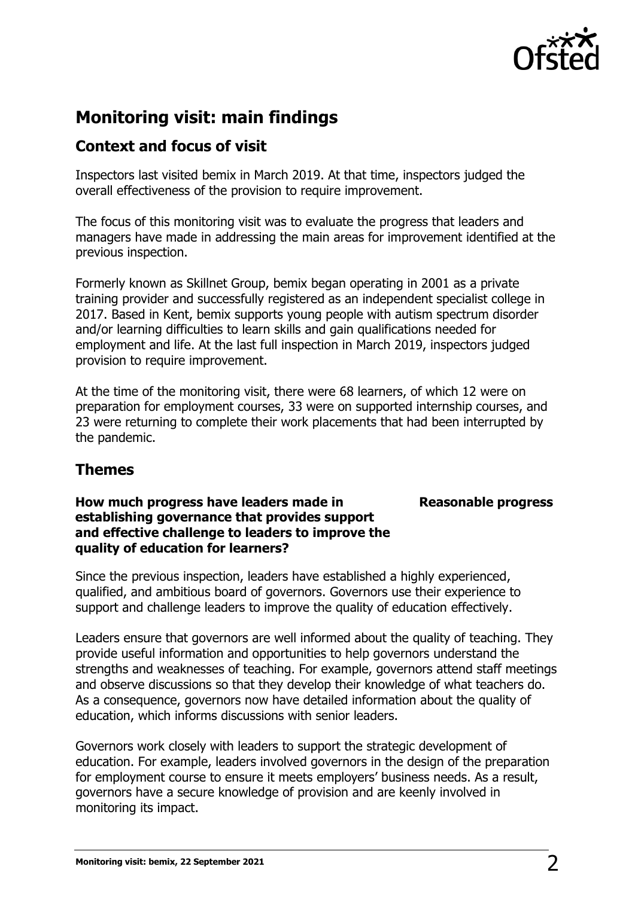## Monitoring visit: main findings

### Context and focus of visit

Inspectors last visited bemix in March 2019. At that time, inspectors judged the overall effectiveness of the provision to require improvement.

The focus of this monitoring visit was to evaluate the progress that leaders and managers have made in addressing the main areas for improvement identified at the previous inspection.

Formerly known as Skillnet Group, bemix began operating in 2001 as a private training provider and successfully registered as an independent specialist college in 2017. Based in Kent, bemix supports young people with autism spectrum disorder and/or learning difficulties to learn skills and gain qualifications needed for employment and life. At the last full inspection in March 2019, inspectors judged provision to require improvement.

At the time of the monitoring visit, there were 68 learners, of which 12 were on preparation for employment courses, 33 were on supported internship courses, and 23 were returning to complete their work placements that had been interrupted by the pandemic.

### Themes

**How much progress have leaders made in establishing governance that provides support and effective challenge to leaders to improve the quality of education for learners?** — **Reasonable progress**

Since the previous inspection, leaders have established a highly experienced, qualified, and ambitious board of governors. Governors use their experience to support and challenge leaders to improve the quality of education effectively.

Leaders ensure that governors are well informed about the quality of teaching. They provide useful information and opportunities to help governors understand the strengths and weaknesses of teaching. For example, governors attend staff meetings and observe discussions so that they develop their knowledge of what teachers do. As a consequence, governors now have detailed information about the quality of education, which informs discussions with senior leaders.

Governors work closely with leaders to support the strategic development of education. For example, leaders involved governors in the design of the preparation for employment course to ensure it meets employers' business needs. As a result, governors have a secure knowledge of provision and are keenly involved in monitoring its impact.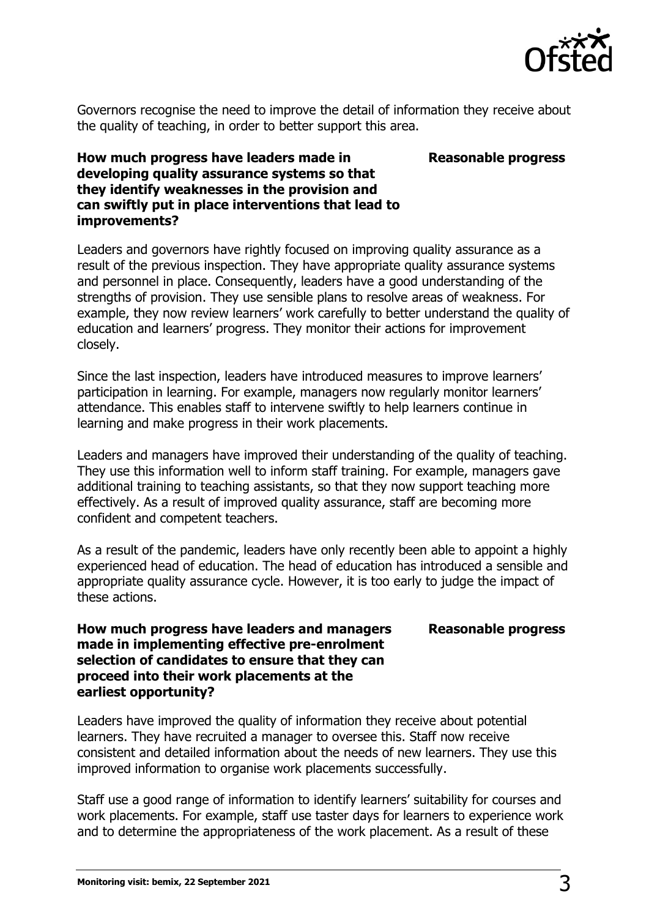Governors recognise the need to improve the detail of information they receive about the quality of teaching, in order to better support this area.

**How much progress have leaders made in developing quality assurance systems so that they identify weaknesses in the provision and can swiftly put in place interventions that lead to improvements?** **Reasonable progress**

Leaders and governors have rightly focused on improving quality assurance as a result of the previous inspection. They have appropriate quality assurance systems and personnel in place. Consequently, leaders have a good understanding of the strengths of provision. They use sensible plans to resolve areas of weakness. For example, they now review learners' work carefully to better understand the quality of education and learners' progress. They monitor their actions for improvement closely.

Since the last inspection, leaders have introduced measures to improve learners' participation in learning. For example, managers now regularly monitor learners' attendance. This enables staff to intervene swiftly to help learners continue in learning and make progress in their work placements.

Leaders and managers have improved their understanding of the quality of teaching. They use this information well to inform staff training. For example, managers gave additional training to teaching assistants, so that they now support teaching more effectively. As a result of improved quality assurance, staff are becoming more confident and competent teachers.

As a result of the pandemic, leaders have only recently been able to appoint a highly experienced head of education. The head of education has introduced a sensible and appropriate quality assurance cycle. However, it is too early to judge the impact of these actions.

**How much progress have leaders and managers made in implementing effective pre-enrolment selection of candidates to ensure that they can proceed into their work placements at the earliest opportunity?** **Reasonable progress**

Leaders have improved the quality of information they receive about potential learners. They have recruited a manager to oversee this. Staff now receive consistent and detailed information about the needs of new learners. They use this improved information to organise work placements successfully.

Staff use a good range of information to identify learners' suitability for courses and work placements. For example, staff use taster days for learners to experience work and to determine the appropriateness of the work placement. As a result of these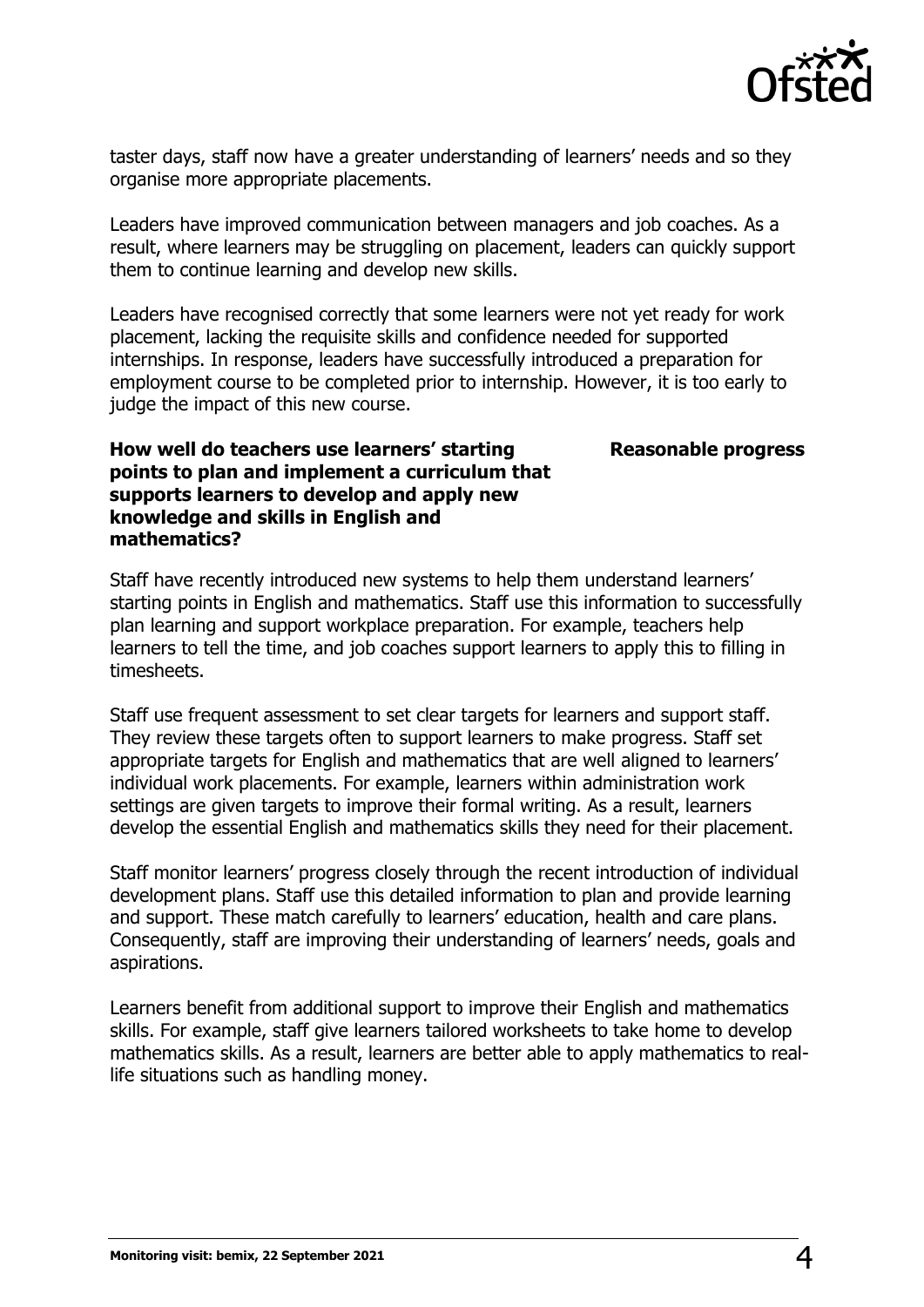taster days, staff now have a greater understanding of learners' needs and so they organise more appropriate placements.

Leaders have improved communication between managers and job coaches. As a result, where learners may be struggling on placement, leaders can quickly support them to continue learning and develop new skills.

Leaders have recognised correctly that some learners were not yet ready for work placement, lacking the requisite skills and confidence needed for supported internships. In response, leaders have successfully introduced a preparation for employment course to be completed prior to internship. However, it is too early to judge the impact of this new course.

**How well do teachers use learners' starting points to plan and implement a curriculum that supports learners to develop and apply new knowledge and skills in English and mathematics?** **Reasonable progress**

Staff have recently introduced new systems to help them understand learners' starting points in English and mathematics. Staff use this information to successfully plan learning and support workplace preparation. For example, teachers help learners to tell the time, and job coaches support learners to apply this to filling in timesheets.

Staff use frequent assessment to set clear targets for learners and support staff. They review these targets often to support learners to make progress. Staff set appropriate targets for English and mathematics that are well aligned to learners' individual work placements. For example, learners within administration work settings are given targets to improve their formal writing. As a result, learners develop the essential English and mathematics skills they need for their placement.

Staff monitor learners' progress closely through the recent introduction of individual development plans. Staff use this detailed information to plan and provide learning and support. These match carefully to learners' education, health and care plans. Consequently, staff are improving their understanding of learners' needs, goals and aspirations.

Learners benefit from additional support to improve their English and mathematics skills. For example, staff give learners tailored worksheets to take home to develop mathematics skills. As a result, learners are better able to apply mathematics to real-life situations such as handling money.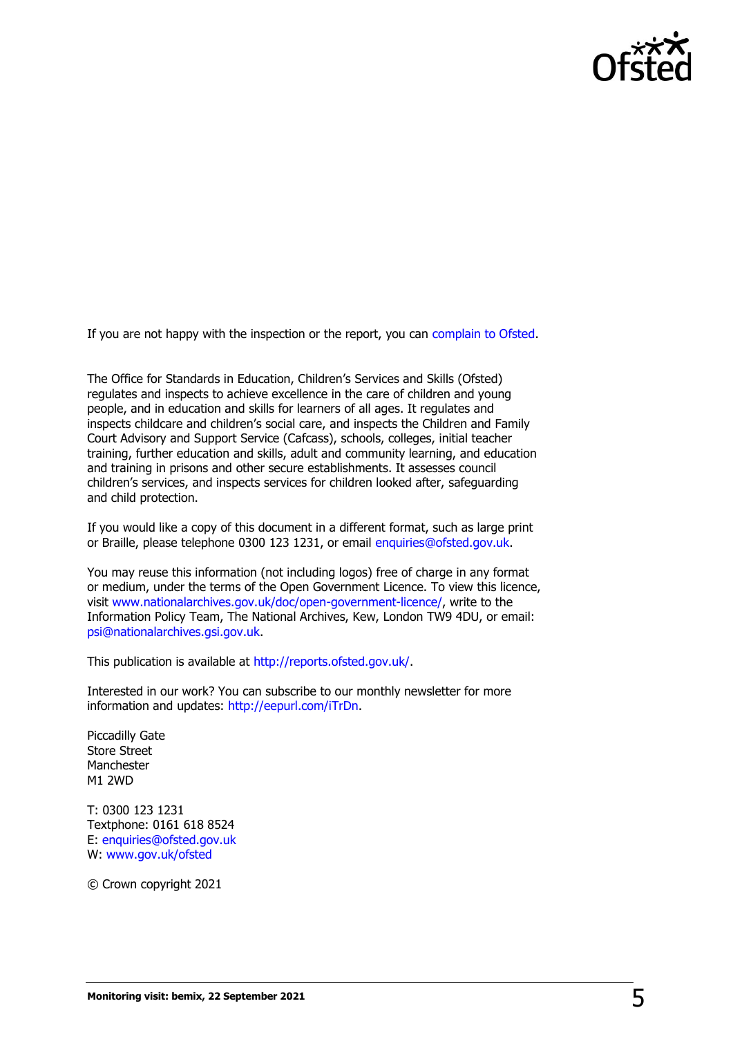If you are not happy with the inspection or the report, you can complain to Ofsted.

The Office for Standards in Education, Children's Services and Skills (Ofsted) regulates and inspects to achieve excellence in the care of children and young people, and in education and skills for learners of all ages. It regulates and inspects childcare and children's social care, and inspects the Children and Family Court Advisory and Support Service (Cafcass), schools, colleges, initial teacher training, further education and skills, adult and community learning, and education and training in prisons and other secure establishments. It assesses council children's services, and inspects services for children looked after, safeguarding and child protection.

If you would like a copy of this document in a different format, such as large print or Braille, please telephone 0300 123 1231, or email enquiries@ofsted.gov.uk.

You may reuse this information (not including logos) free of charge in any format or medium, under the terms of the Open Government Licence. To view this licence, visit www.nationalarchives.gov.uk/doc/open-government-licence/, write to the Information Policy Team, The National Archives, Kew, London TW9 4DU, or email: psi@nationalarchives.gsi.gov.uk.

This publication is available at http://reports.ofsted.gov.uk/.

Interested in our work? You can subscribe to our monthly newsletter for more information and updates: http://eepurl.com/iTrDn.

Piccadilly Gate
Store Street
Manchester
M1 2WD

T: 0300 123 1231
Textphone: 0161 618 8524
E: enquiries@ofsted.gov.uk
W: www.gov.uk/ofsted

© Crown copyright 2021